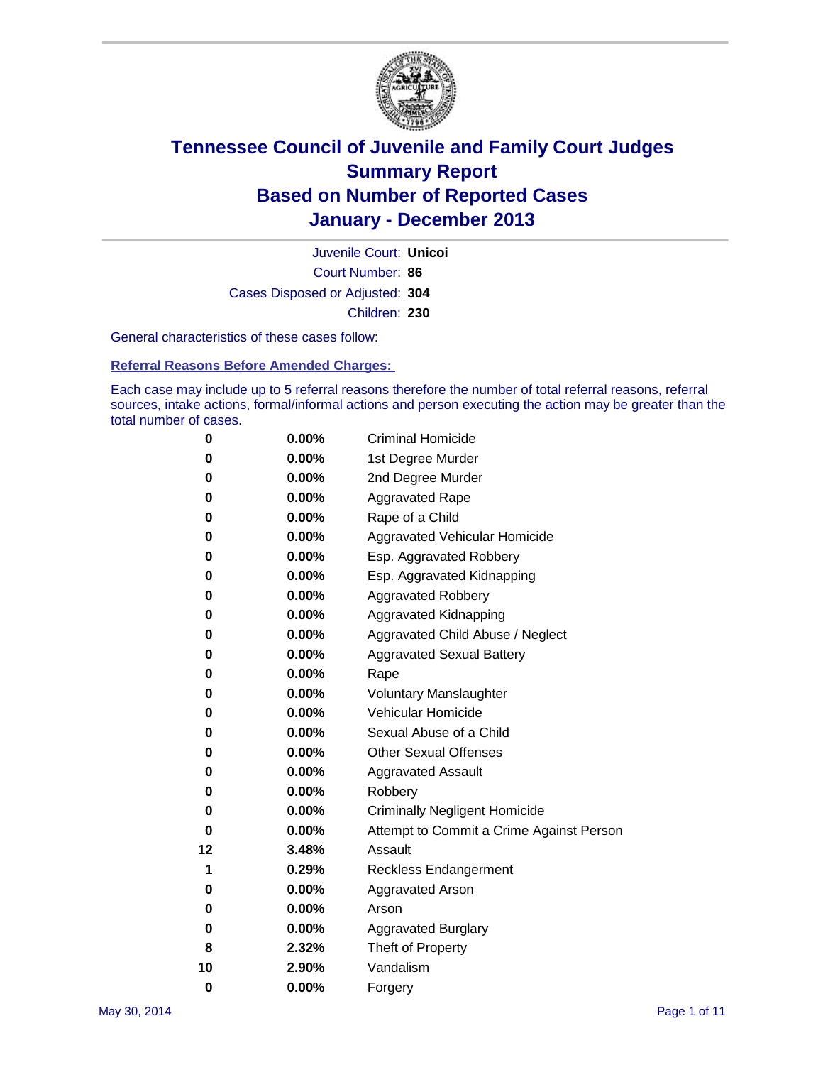# Tennessee Council of Juvenile and Family Court Judges
## Summary Report
## Based on Number of Reported Cases
## January - December 2013

Juvenile Court: **Unicoi**
Court Number: **86**
Cases Disposed or Adjusted: **304**
Children: **230**

General characteristics of these cases follow:

**Referral Reasons Before Amended Charges:**

Each case may include up to 5 referral reasons therefore the number of total referral reasons, referral sources, intake actions, formal/informal actions and person executing the action may be greater than the total number of cases.

| Count | Percent | Referral Reason |
|---|---|---|
| 0 | 0.00% | Criminal Homicide |
| 0 | 0.00% | 1st Degree Murder |
| 0 | 0.00% | 2nd Degree Murder |
| 0 | 0.00% | Aggravated Rape |
| 0 | 0.00% | Rape of a Child |
| 0 | 0.00% | Aggravated Vehicular Homicide |
| 0 | 0.00% | Esp. Aggravated Robbery |
| 0 | 0.00% | Esp. Aggravated Kidnapping |
| 0 | 0.00% | Aggravated Robbery |
| 0 | 0.00% | Aggravated Kidnapping |
| 0 | 0.00% | Aggravated Child Abuse / Neglect |
| 0 | 0.00% | Aggravated Sexual Battery |
| 0 | 0.00% | Rape |
| 0 | 0.00% | Voluntary Manslaughter |
| 0 | 0.00% | Vehicular Homicide |
| 0 | 0.00% | Sexual Abuse of a Child |
| 0 | 0.00% | Other Sexual Offenses |
| 0 | 0.00% | Aggravated Assault |
| 0 | 0.00% | Robbery |
| 0 | 0.00% | Criminally Negligent Homicide |
| 0 | 0.00% | Attempt to Commit a Crime Against Person |
| 12 | 3.48% | Assault |
| 1 | 0.29% | Reckless Endangerment |
| 0 | 0.00% | Aggravated Arson |
| 0 | 0.00% | Arson |
| 0 | 0.00% | Aggravated Burglary |
| 8 | 2.32% | Theft of Property |
| 10 | 2.90% | Vandalism |
| 0 | 0.00% | Forgery |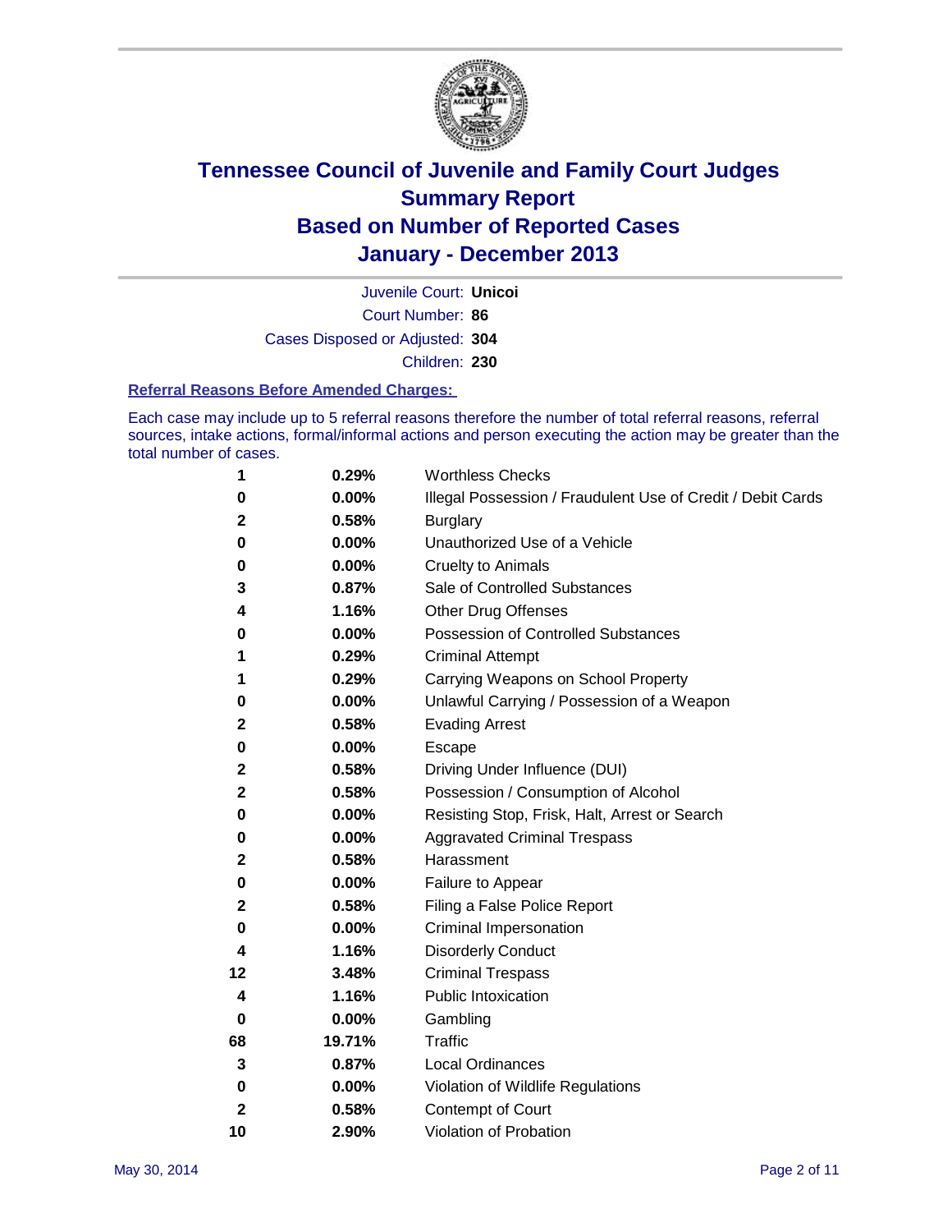# Tennessee Council of Juvenile and Family Court Judges
# Summary Report
# Based on Number of Reported Cases
# January - December 2013

Juvenile Court: **Unicoi**

Court Number: **86**

Cases Disposed or Adjusted: **304**

Children: **230**

### Referral Reasons Before Amended Charges:

Each case may include up to 5 referral reasons therefore the number of total referral reasons, referral sources, intake actions, formal/informal actions and person executing the action may be greater than the total number of cases.

| Count | Percent | Referral Reason |
|---|---|---|
| 1 | 0.29% | Worthless Checks |
| 0 | 0.00% | Illegal Possession / Fraudulent Use of Credit / Debit Cards |
| 2 | 0.58% | Burglary |
| 0 | 0.00% | Unauthorized Use of a Vehicle |
| 0 | 0.00% | Cruelty to Animals |
| 3 | 0.87% | Sale of Controlled Substances |
| 4 | 1.16% | Other Drug Offenses |
| 0 | 0.00% | Possession of Controlled Substances |
| 1 | 0.29% | Criminal Attempt |
| 1 | 0.29% | Carrying Weapons on School Property |
| 0 | 0.00% | Unlawful Carrying / Possession of a Weapon |
| 2 | 0.58% | Evading Arrest |
| 0 | 0.00% | Escape |
| 2 | 0.58% | Driving Under Influence (DUI) |
| 2 | 0.58% | Possession / Consumption of Alcohol |
| 0 | 0.00% | Resisting Stop, Frisk, Halt, Arrest or Search |
| 0 | 0.00% | Aggravated Criminal Trespass |
| 2 | 0.58% | Harassment |
| 0 | 0.00% | Failure to Appear |
| 2 | 0.58% | Filing a False Police Report |
| 0 | 0.00% | Criminal Impersonation |
| 4 | 1.16% | Disorderly Conduct |
| 12 | 3.48% | Criminal Trespass |
| 4 | 1.16% | Public Intoxication |
| 0 | 0.00% | Gambling |
| 68 | 19.71% | Traffic |
| 3 | 0.87% | Local Ordinances |
| 0 | 0.00% | Violation of Wildlife Regulations |
| 2 | 0.58% | Contempt of Court |
| 10 | 2.90% | Violation of Probation |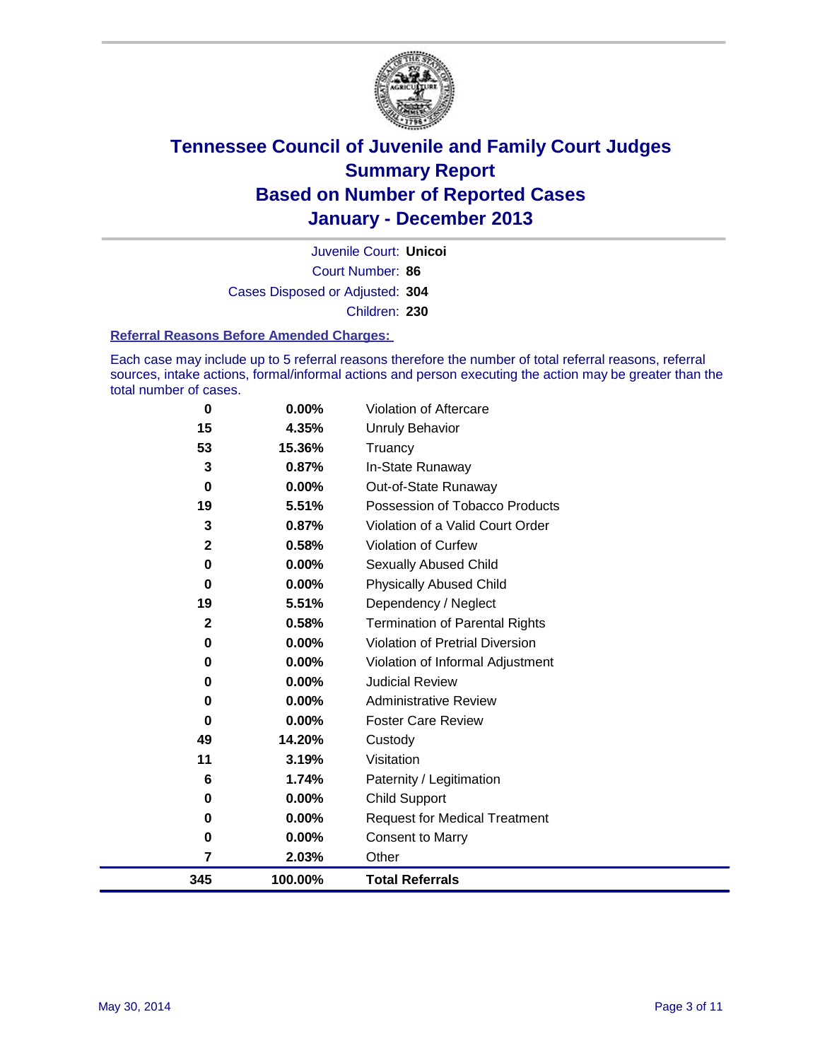# Tennessee Council of Juvenile and Family Court Judges
# Summary Report
# Based on Number of Reported Cases
# January - December 2013

Juvenile Court: **Unicoi**

Court Number: **86**

Cases Disposed or Adjusted: **304**

Children: **230**

### Referral Reasons Before Amended Charges:

Each case may include up to 5 referral reasons therefore the number of total referral reasons, referral sources, intake actions, formal/informal actions and person executing the action may be greater than the total number of cases.

| Count | Percent | Referral Reason |
|---|---|---|
| 0 | 0.00% | Violation of Aftercare |
| 15 | 4.35% | Unruly Behavior |
| 53 | 15.36% | Truancy |
| 3 | 0.87% | In-State Runaway |
| 0 | 0.00% | Out-of-State Runaway |
| 19 | 5.51% | Possession of Tobacco Products |
| 3 | 0.87% | Violation of a Valid Court Order |
| 2 | 0.58% | Violation of Curfew |
| 0 | 0.00% | Sexually Abused Child |
| 0 | 0.00% | Physically Abused Child |
| 19 | 5.51% | Dependency / Neglect |
| 2 | 0.58% | Termination of Parental Rights |
| 0 | 0.00% | Violation of Pretrial Diversion |
| 0 | 0.00% | Violation of Informal Adjustment |
| 0 | 0.00% | Judicial Review |
| 0 | 0.00% | Administrative Review |
| 0 | 0.00% | Foster Care Review |
| 49 | 14.20% | Custody |
| 11 | 3.19% | Visitation |
| 6 | 1.74% | Paternity / Legitimation |
| 0 | 0.00% | Child Support |
| 0 | 0.00% | Request for Medical Treatment |
| 0 | 0.00% | Consent to Marry |
| 7 | 2.03% | Other |
| **345** | **100.00%** | **Total Referrals** |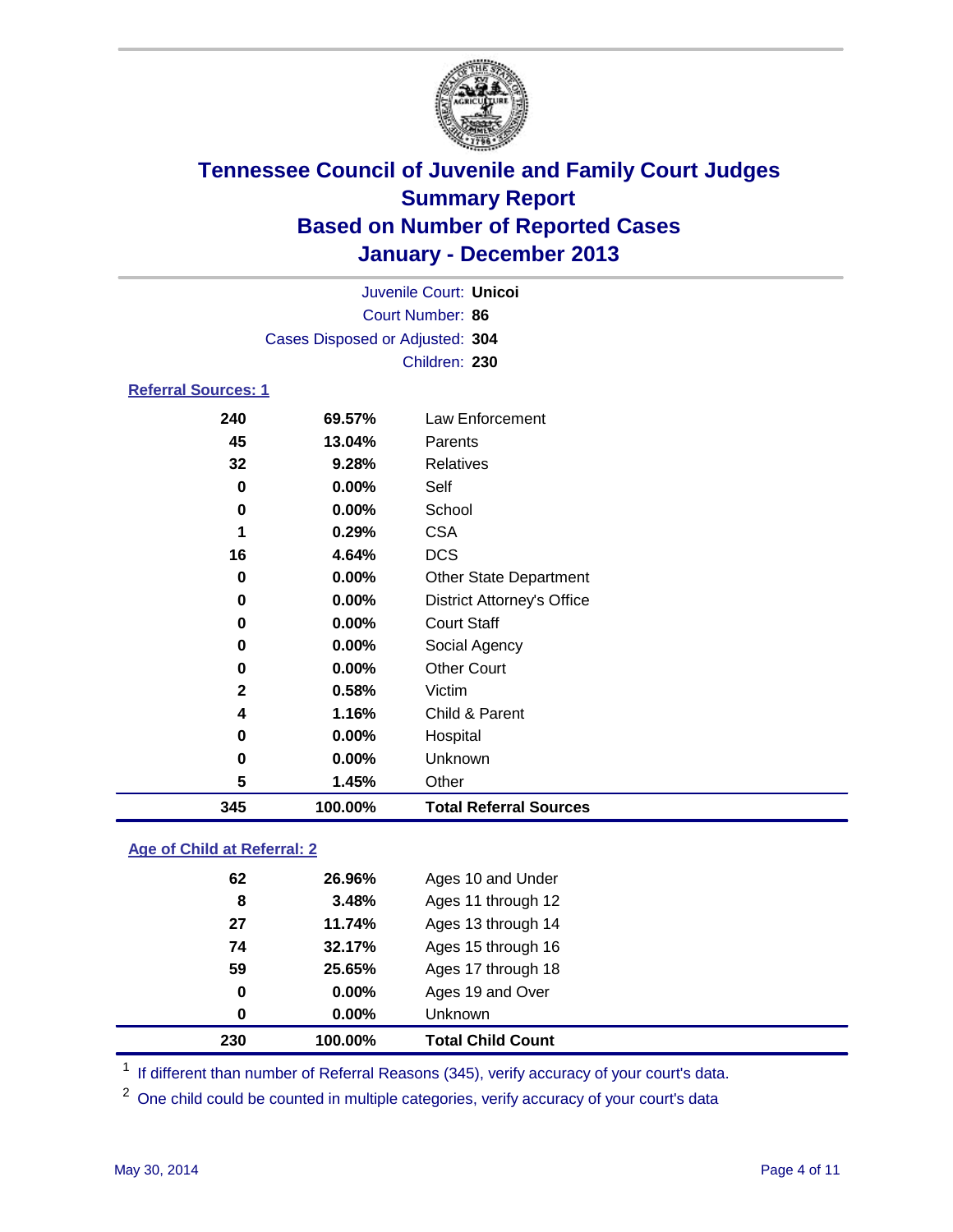# Tennessee Council of Juvenile and Family Court Judges
## Summary Report
## Based on Number of Reported Cases
## January - December 2013

Juvenile Court: **Unicoi**
Court Number: **86**
Cases Disposed or Adjusted: **304**
Children: **230**

### Referral Sources: 1

| | | |
|---|---|---|
| **240** | **69.57%** | Law Enforcement |
| **45** | **13.04%** | Parents |
| **32** | **9.28%** | Relatives |
| **0** | **0.00%** | Self |
| **0** | **0.00%** | School |
| **1** | **0.29%** | CSA |
| **16** | **4.64%** | DCS |
| **0** | **0.00%** | Other State Department |
| **0** | **0.00%** | District Attorney's Office |
| **0** | **0.00%** | Court Staff |
| **0** | **0.00%** | Social Agency |
| **0** | **0.00%** | Other Court |
| **2** | **0.58%** | Victim |
| **4** | **1.16%** | Child & Parent |
| **0** | **0.00%** | Hospital |
| **0** | **0.00%** | Unknown |
| **5** | **1.45%** | Other |
| **345** | **100.00%** | **Total Referral Sources** |

### Age of Child at Referral: 2

| | | |
|---|---|---|
| **62** | **26.96%** | Ages 10 and Under |
| **8** | **3.48%** | Ages 11 through 12 |
| **27** | **11.74%** | Ages 13 through 14 |
| **74** | **32.17%** | Ages 15 through 16 |
| **59** | **25.65%** | Ages 17 through 18 |
| **0** | **0.00%** | Ages 19 and Over |
| **0** | **0.00%** | Unknown |
| **230** | **100.00%** | **Total Child Count** |

[1] If different than number of Referral Reasons (345), verify accuracy of your court's data.

[2] One child could be counted in multiple categories, verify accuracy of your court's data

May 30, 2014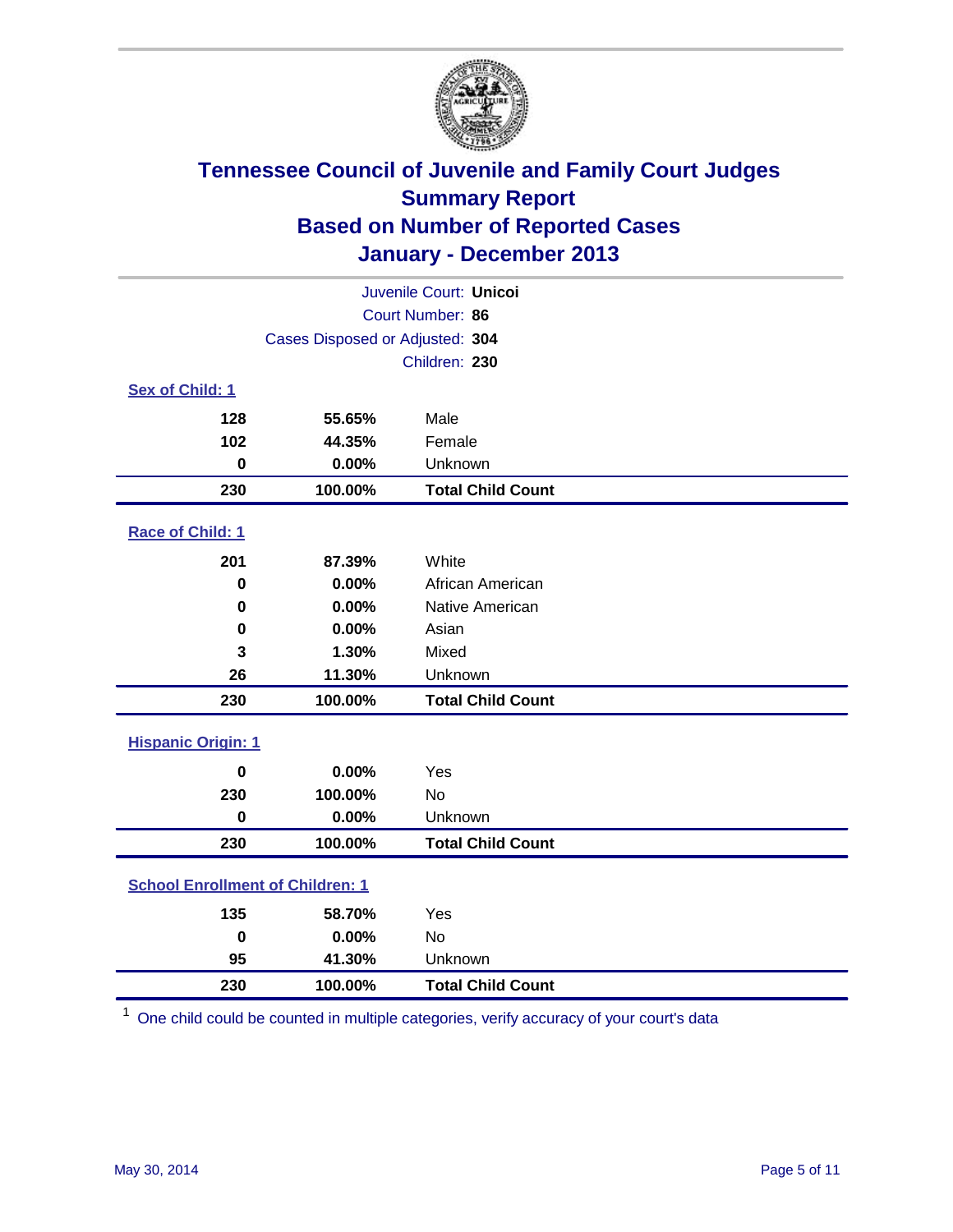# Tennessee Council of Juvenile and Family Court Judges
# Summary Report
# Based on Number of Reported Cases
# January - December 2013

Juvenile Court: **Unicoi**
Court Number: **86**
Cases Disposed or Adjusted: **304**
Children: **230**

### Sex of Child: 1

| | | |
|---|---|---|
| **128** | **55.65%** | Male |
| **102** | **44.35%** | Female |
| **0** | **0.00%** | Unknown |
| **230** | **100.00%** | **Total Child Count** |

### Race of Child: 1

| | | |
|---|---|---|
| **201** | **87.39%** | White |
| **0** | **0.00%** | African American |
| **0** | **0.00%** | Native American |
| **0** | **0.00%** | Asian |
| **3** | **1.30%** | Mixed |
| **26** | **11.30%** | Unknown |
| **230** | **100.00%** | **Total Child Count** |

### Hispanic Origin: 1

| | | |
|---|---|---|
| **0** | **0.00%** | Yes |
| **230** | **100.00%** | No |
| **0** | **0.00%** | Unknown |
| **230** | **100.00%** | **Total Child Count** |

### School Enrollment of Children: 1

| | | |
|---|---|---|
| **135** | **58.70%** | Yes |
| **0** | **0.00%** | No |
| **95** | **41.30%** | Unknown |
| **230** | **100.00%** | **Total Child Count** |

[1] One child could be counted in multiple categories, verify accuracy of your court's data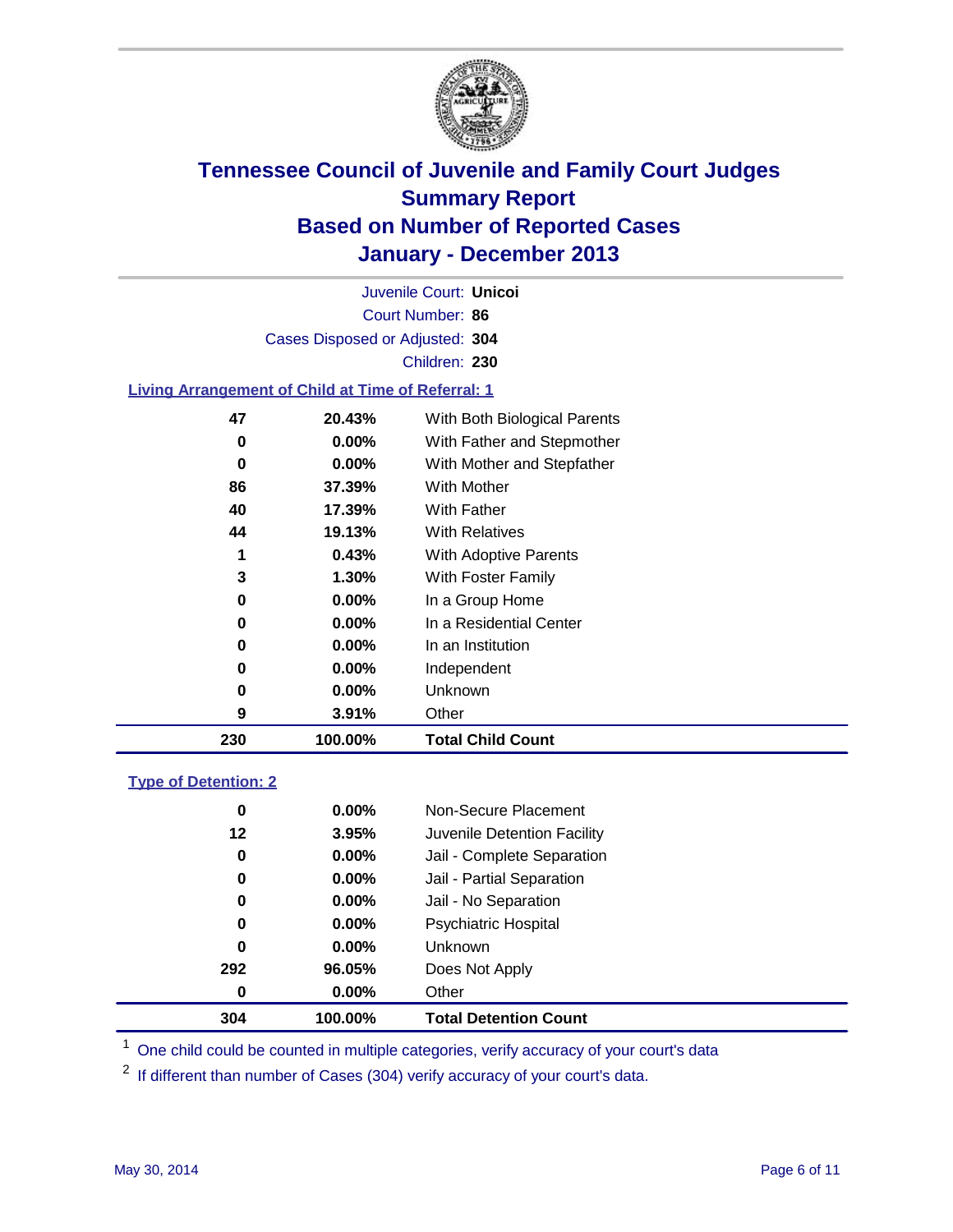# Tennessee Council of Juvenile and Family Court Judges
## Summary Report
## Based on Number of Reported Cases
## January - December 2013

Juvenile Court: **Unicoi**
Court Number: **86**
Cases Disposed or Adjusted: **304**
Children: **230**

### Living Arrangement of Child at Time of Referral: 1

| | | |
|---|---|---|
| 47 | 20.43% | With Both Biological Parents |
| 0 | 0.00% | With Father and Stepmother |
| 0 | 0.00% | With Mother and Stepfather |
| 86 | 37.39% | With Mother |
| 40 | 17.39% | With Father |
| 44 | 19.13% | With Relatives |
| 1 | 0.43% | With Adoptive Parents |
| 3 | 1.30% | With Foster Family |
| 0 | 0.00% | In a Group Home |
| 0 | 0.00% | In a Residential Center |
| 0 | 0.00% | In an Institution |
| 0 | 0.00% | Independent |
| 0 | 0.00% | Unknown |
| 9 | 3.91% | Other |
| **230** | **100.00%** | **Total Child Count** |

### Type of Detention: 2

| | | |
|---|---|---|
| 0 | 0.00% | Non-Secure Placement |
| 12 | 3.95% | Juvenile Detention Facility |
| 0 | 0.00% | Jail - Complete Separation |
| 0 | 0.00% | Jail - Partial Separation |
| 0 | 0.00% | Jail - No Separation |
| 0 | 0.00% | Psychiatric Hospital |
| 0 | 0.00% | Unknown |
| 292 | 96.05% | Does Not Apply |
| 0 | 0.00% | Other |
| **304** | **100.00%** | **Total Detention Count** |

[1] One child could be counted in multiple categories, verify accuracy of your court's data

[2] If different than number of Cases (304) verify accuracy of your court's data.

May 30, 2014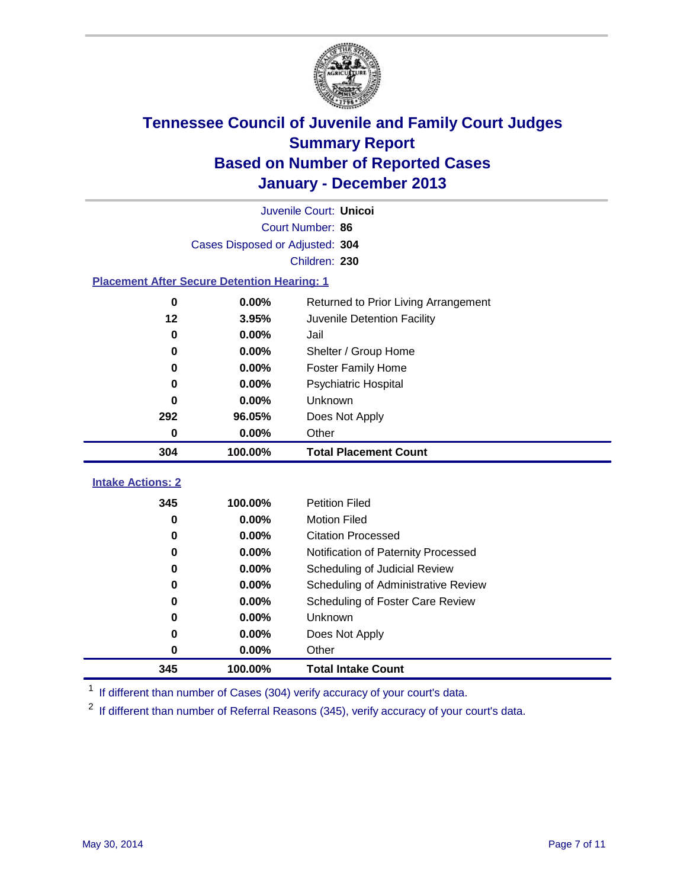# Tennessee Council of Juvenile and Family Court Judges
## Summary Report
## Based on Number of Reported Cases
## January - December 2013

Juvenile Court: **Unicoi**

Court Number: **86**

Cases Disposed or Adjusted: **304**

Children: **230**

### Placement After Secure Detention Hearing: 1

| Count | Percent | Placement |
|---|---|---|
| 0 | 0.00% | Returned to Prior Living Arrangement |
| 12 | 3.95% | Juvenile Detention Facility |
| 0 | 0.00% | Jail |
| 0 | 0.00% | Shelter / Group Home |
| 0 | 0.00% | Foster Family Home |
| 0 | 0.00% | Psychiatric Hospital |
| 0 | 0.00% | Unknown |
| 292 | 96.05% | Does Not Apply |
| 0 | 0.00% | Other |
| **304** | **100.00%** | **Total Placement Count** |

### Intake Actions: 2

| Count | Percent | Intake Action |
|---|---|---|
| 345 | 100.00% | Petition Filed |
| 0 | 0.00% | Motion Filed |
| 0 | 0.00% | Citation Processed |
| 0 | 0.00% | Notification of Paternity Processed |
| 0 | 0.00% | Scheduling of Judicial Review |
| 0 | 0.00% | Scheduling of Administrative Review |
| 0 | 0.00% | Scheduling of Foster Care Review |
| 0 | 0.00% | Unknown |
| 0 | 0.00% | Does Not Apply |
| 0 | 0.00% | Other |
| **345** | **100.00%** | **Total Intake Count** |

[1] If different than number of Cases (304) verify accuracy of your court's data.

[2] If different than number of Referral Reasons (345), verify accuracy of your court's data.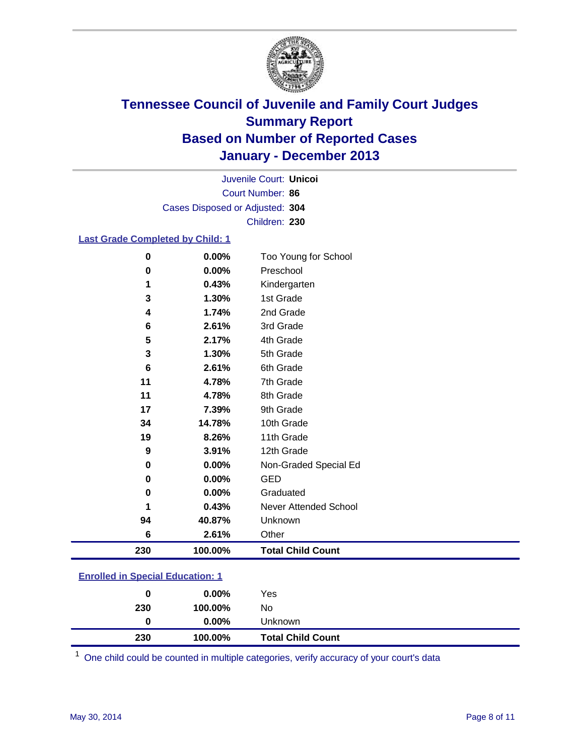# Tennessee Council of Juvenile and Family Court Judges
## Summary Report
## Based on Number of Reported Cases
## January - December 2013

Juvenile Court: **Unicoi**
Court Number: **86**
Cases Disposed or Adjusted: **304**
Children: **230**

### Last Grade Completed by Child: 1

| | | |
|---|---|---|
| 0 | 0.00% | Too Young for School |
| 0 | 0.00% | Preschool |
| 1 | 0.43% | Kindergarten |
| 3 | 1.30% | 1st Grade |
| 4 | 1.74% | 2nd Grade |
| 6 | 2.61% | 3rd Grade |
| 5 | 2.17% | 4th Grade |
| 3 | 1.30% | 5th Grade |
| 6 | 2.61% | 6th Grade |
| 11 | 4.78% | 7th Grade |
| 11 | 4.78% | 8th Grade |
| 17 | 7.39% | 9th Grade |
| 34 | 14.78% | 10th Grade |
| 19 | 8.26% | 11th Grade |
| 9 | 3.91% | 12th Grade |
| 0 | 0.00% | Non-Graded Special Ed |
| 0 | 0.00% | GED |
| 0 | 0.00% | Graduated |
| 1 | 0.43% | Never Attended School |
| 94 | 40.87% | Unknown |
| 6 | 2.61% | Other |
| **230** | **100.00%** | **Total Child Count** |

### Enrolled in Special Education: 1

| | | |
|---|---|---|
| 0 | 0.00% | Yes |
| 230 | 100.00% | No |
| 0 | 0.00% | Unknown |
| **230** | **100.00%** | **Total Child Count** |

[1] One child could be counted in multiple categories, verify accuracy of your court's data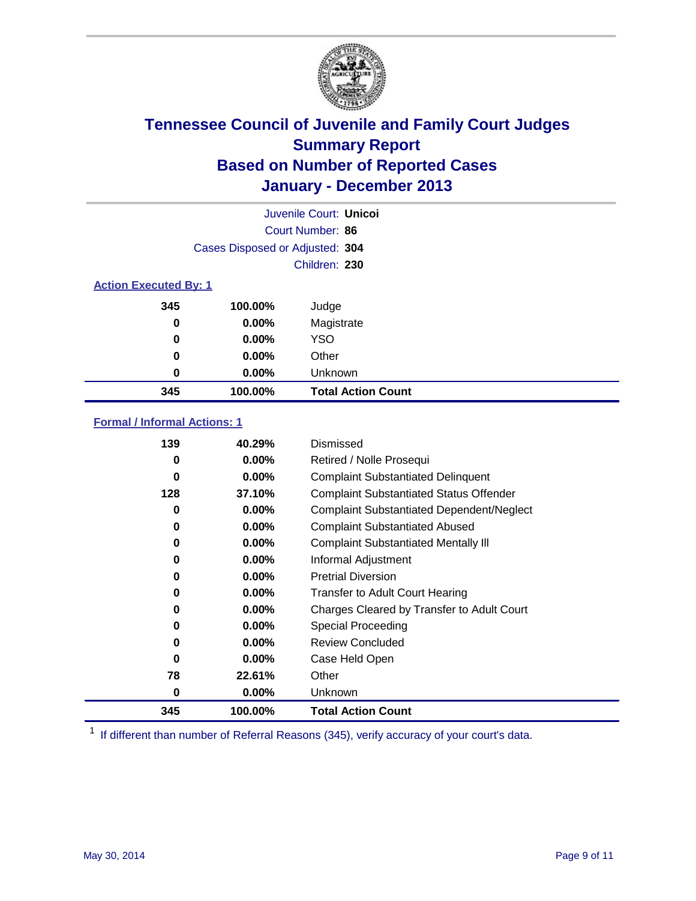# Tennessee Council of Juvenile and Family Court Judges
## Summary Report
## Based on Number of Reported Cases
## January - December 2013

Juvenile Court: **Unicoi**

Court Number: **86**

Cases Disposed or Adjusted: **304**

Children: **230**

### Action Executed By: 1

| Count | Percent | Action |
|---|---|---|
| 345 | 100.00% | Judge |
| 0 | 0.00% | Magistrate |
| 0 | 0.00% | YSO |
| 0 | 0.00% | Other |
| 0 | 0.00% | Unknown |
| **345** | **100.00%** | **Total Action Count** |

### Formal / Informal Actions: 1

| Count | Percent | Action |
|---|---|---|
| 139 | 40.29% | Dismissed |
| 0 | 0.00% | Retired / Nolle Prosequi |
| 0 | 0.00% | Complaint Substantiated Delinquent |
| 128 | 37.10% | Complaint Substantiated Status Offender |
| 0 | 0.00% | Complaint Substantiated Dependent/Neglect |
| 0 | 0.00% | Complaint Substantiated Abused |
| 0 | 0.00% | Complaint Substantiated Mentally Ill |
| 0 | 0.00% | Informal Adjustment |
| 0 | 0.00% | Pretrial Diversion |
| 0 | 0.00% | Transfer to Adult Court Hearing |
| 0 | 0.00% | Charges Cleared by Transfer to Adult Court |
| 0 | 0.00% | Special Proceeding |
| 0 | 0.00% | Review Concluded |
| 0 | 0.00% | Case Held Open |
| 78 | 22.61% | Other |
| 0 | 0.00% | Unknown |
| **345** | **100.00%** | **Total Action Count** |

[1] If different than number of Referral Reasons (345), verify accuracy of your court's data.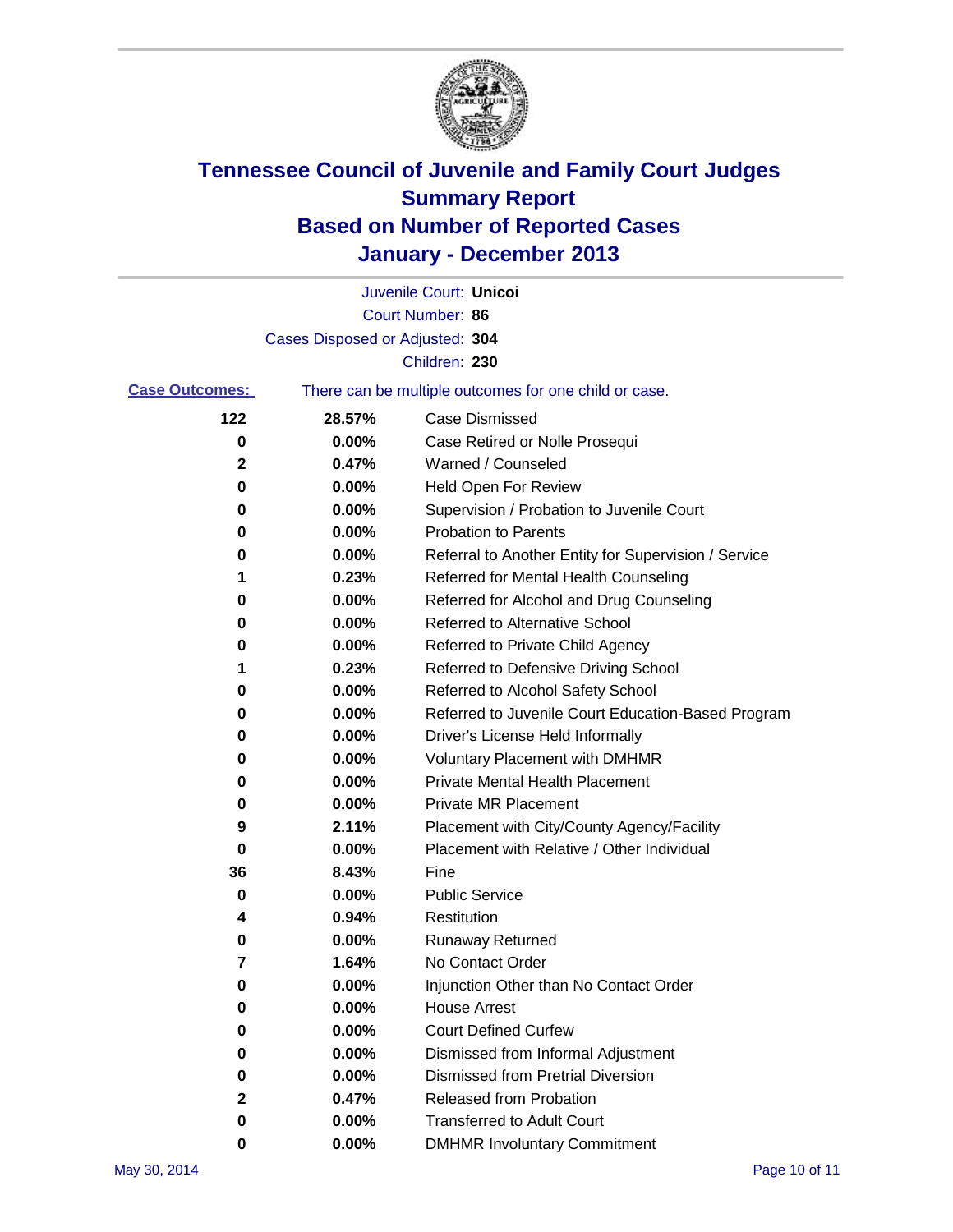# Tennessee Council of Juvenile and Family Court Judges
# Summary Report
# Based on Number of Reported Cases
# January - December 2013

Juvenile Court: **Unicoi**

Court Number: **86**

Cases Disposed or Adjusted: **304**

Children: **230**

**Case Outcomes:** There can be multiple outcomes for one child or case.

| Count | Percent | Outcome |
|---|---|---|
| 122 | 28.57% | Case Dismissed |
| 0 | 0.00% | Case Retired or Nolle Prosequi |
| 2 | 0.47% | Warned / Counseled |
| 0 | 0.00% | Held Open For Review |
| 0 | 0.00% | Supervision / Probation to Juvenile Court |
| 0 | 0.00% | Probation to Parents |
| 0 | 0.00% | Referral to Another Entity for Supervision / Service |
| 1 | 0.23% | Referred for Mental Health Counseling |
| 0 | 0.00% | Referred for Alcohol and Drug Counseling |
| 0 | 0.00% | Referred to Alternative School |
| 0 | 0.00% | Referred to Private Child Agency |
| 1 | 0.23% | Referred to Defensive Driving School |
| 0 | 0.00% | Referred to Alcohol Safety School |
| 0 | 0.00% | Referred to Juvenile Court Education-Based Program |
| 0 | 0.00% | Driver's License Held Informally |
| 0 | 0.00% | Voluntary Placement with DMHMR |
| 0 | 0.00% | Private Mental Health Placement |
| 0 | 0.00% | Private MR Placement |
| 9 | 2.11% | Placement with City/County Agency/Facility |
| 0 | 0.00% | Placement with Relative / Other Individual |
| 36 | 8.43% | Fine |
| 0 | 0.00% | Public Service |
| 4 | 0.94% | Restitution |
| 0 | 0.00% | Runaway Returned |
| 7 | 1.64% | No Contact Order |
| 0 | 0.00% | Injunction Other than No Contact Order |
| 0 | 0.00% | House Arrest |
| 0 | 0.00% | Court Defined Curfew |
| 0 | 0.00% | Dismissed from Informal Adjustment |
| 0 | 0.00% | Dismissed from Pretrial Diversion |
| 2 | 0.47% | Released from Probation |
| 0 | 0.00% | Transferred to Adult Court |
| 0 | 0.00% | DMHMR Involuntary Commitment |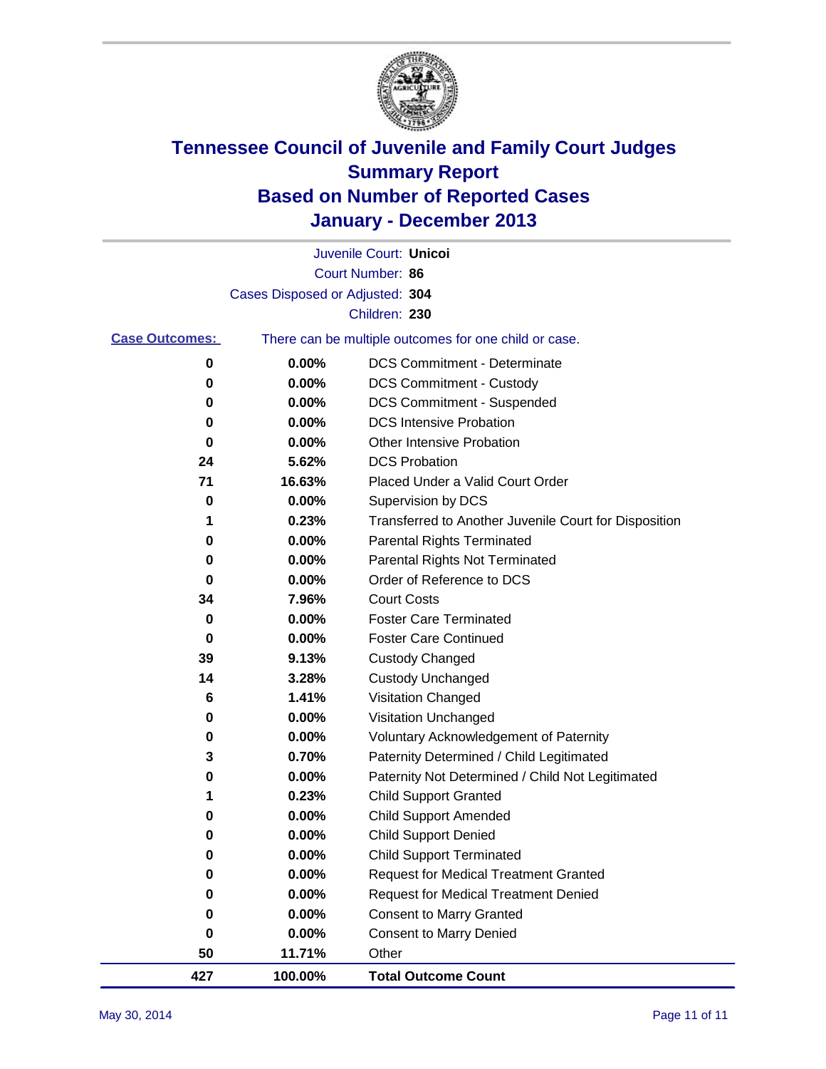# Tennessee Council of Juvenile and Family Court Judges
# Summary Report
# Based on Number of Reported Cases
# January - December 2013

Juvenile Court: **Unicoi**

Court Number: **86**

Cases Disposed or Adjusted: **304**

Children: **230**

**Case Outcomes:** There can be multiple outcomes for one child or case.

| | | |
|---|---|---|
| 0 | 0.00% | DCS Commitment - Determinate |
| 0 | 0.00% | DCS Commitment - Custody |
| 0 | 0.00% | DCS Commitment - Suspended |
| 0 | 0.00% | DCS Intensive Probation |
| 0 | 0.00% | Other Intensive Probation |
| 24 | 5.62% | DCS Probation |
| 71 | 16.63% | Placed Under a Valid Court Order |
| 0 | 0.00% | Supervision by DCS |
| 1 | 0.23% | Transferred to Another Juvenile Court for Disposition |
| 0 | 0.00% | Parental Rights Terminated |
| 0 | 0.00% | Parental Rights Not Terminated |
| 0 | 0.00% | Order of Reference to DCS |
| 34 | 7.96% | Court Costs |
| 0 | 0.00% | Foster Care Terminated |
| 0 | 0.00% | Foster Care Continued |
| 39 | 9.13% | Custody Changed |
| 14 | 3.28% | Custody Unchanged |
| 6 | 1.41% | Visitation Changed |
| 0 | 0.00% | Visitation Unchanged |
| 0 | 0.00% | Voluntary Acknowledgement of Paternity |
| 3 | 0.70% | Paternity Determined / Child Legitimated |
| 0 | 0.00% | Paternity Not Determined / Child Not Legitimated |
| 1 | 0.23% | Child Support Granted |
| 0 | 0.00% | Child Support Amended |
| 0 | 0.00% | Child Support Denied |
| 0 | 0.00% | Child Support Terminated |
| 0 | 0.00% | Request for Medical Treatment Granted |
| 0 | 0.00% | Request for Medical Treatment Denied |
| 0 | 0.00% | Consent to Marry Granted |
| 0 | 0.00% | Consent to Marry Denied |
| 50 | 11.71% | Other |
| **427** | **100.00%** | **Total Outcome Count** |

May 30, 2014